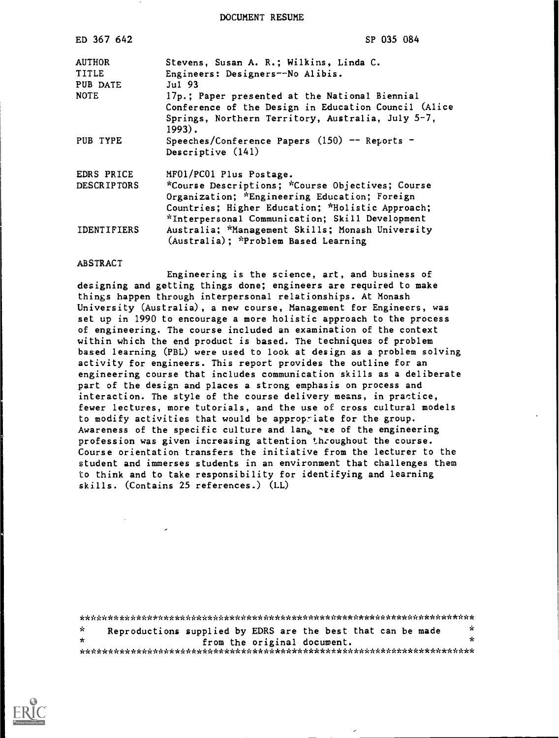# DOCUMENT RESUME

| | |
|---|---|
| ED 367 642 | SP 035 084 |
| AUTHOR | Stevens, Susan A. R.; Wilkins, Linda C. |
| TITLE | Engineers: Designers--No Alibis. |
| PUB DATE | Jul 93 |
| NOTE | 17p.; Paper presented at the National Biennial Conference of the Design in Education Council (Alice Springs, Northern Territory, Australia, July 5-7, 1993). |
| PUB TYPE | Speeches/Conference Papers (150) -- Reports - Descriptive (141) |
| EDRS PRICE | MF01/PC01 Plus Postage. |
| DESCRIPTORS | *Course Descriptions; *Course Objectives; Course Organization; *Engineering Education; Foreign Countries; Higher Education; *Holistic Approach; *Interpersonal Communication; Skill Development |
| IDENTIFIERS | Australia; *Management Skills; Monash University (Australia); *Problem Based Learning |

## ABSTRACT

Engineering is the science, art, and business of designing and getting things done; engineers are required to make things happen through interpersonal relationships. At Monash University (Australia), a new course, Management for Engineers, was set up in 1990 to encourage a more holistic approach to the process of engineering. The course included an examination of the context within which the end product is based. The techniques of problem based learning (PBL) were used to look at design as a problem solving activity for engineers. This report provides the outline for an engineering course that includes communication skills as a deliberate part of the design and places a strong emphasis on process and interaction. The style of the course delivery means, in practice, fewer lectures, more tutorials, and the use of cross cultural models to modify activities that would be appropriate for the group. Awareness of the specific culture and language of the engineering profession was given increasing attention throughout the course. Course orientation transfers the initiative from the lecturer to the student and immerses students in an environment that challenges them to think and to take responsibility for identifying and learning skills. (Contains 25 references.) (LL)

***********************************************************************
* Reproductions supplied by EDRS are the best that can be made *
* from the original document. *
***********************************************************************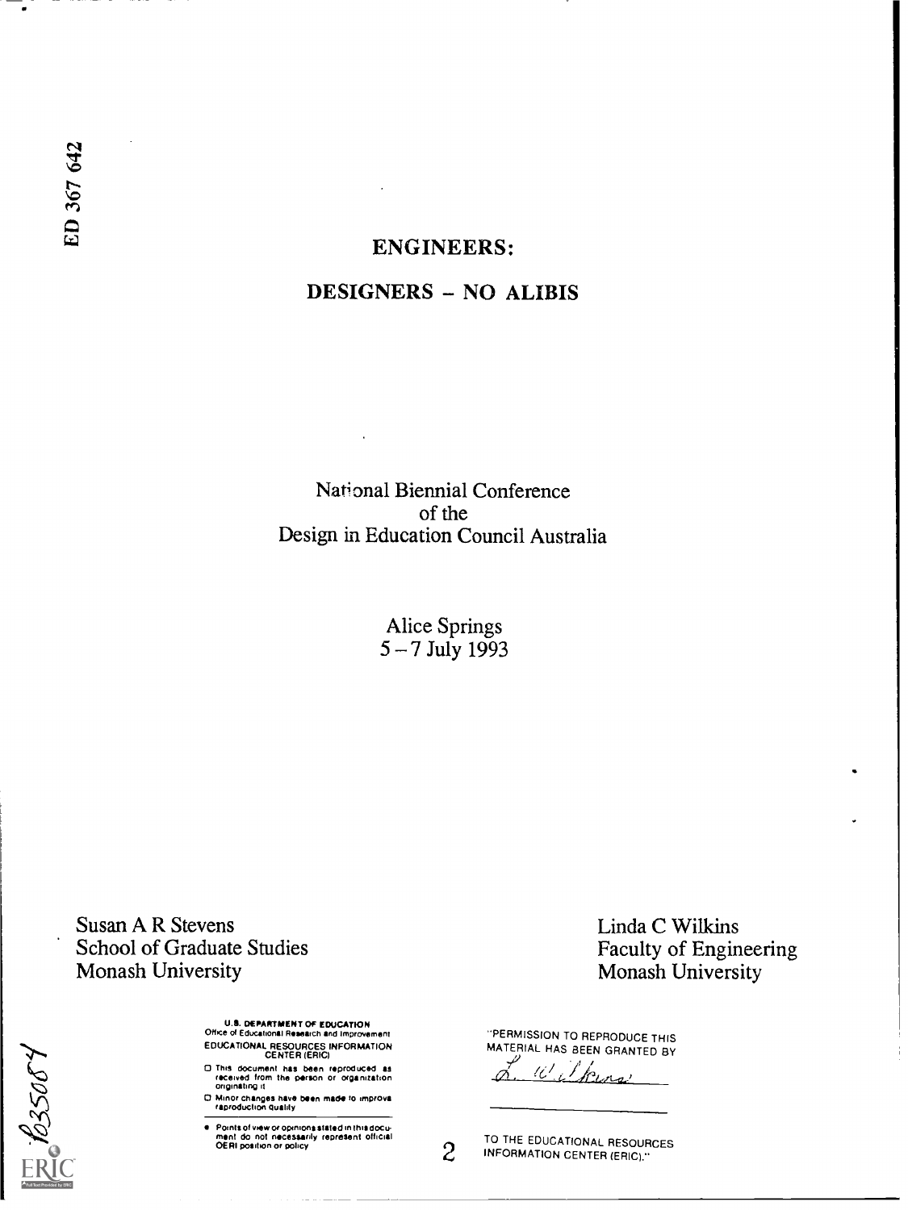ED 367 642

# ENGINEERS:

## DESIGNERS – NO ALIBIS

National Biennial Conference
of the
Design in Education Council Australia

Alice Springs
5 – 7 July 1993

Susan A R Stevens
School of Graduate Studies
Monash University

Linda C Wilkins
Faculty of Engineering
Monash University

U.S. DEPARTMENT OF EDUCATION
Office of Educational Research and Improvement
EDUCATIONAL RESOURCES INFORMATION CENTER (ERIC)

- This document has been reproduced as received from the person or organization originating it
- Minor changes have been made to improve reproduction quality
- Points of view or opinions stated in this document do not necessarily represent official OERI position or policy

"PERMISSION TO REPRODUCE THIS MATERIAL HAS BEEN GRANTED BY

L. Wilkins

TO THE EDUCATIONAL RESOURCES INFORMATION CENTER (ERIC)."

ED35084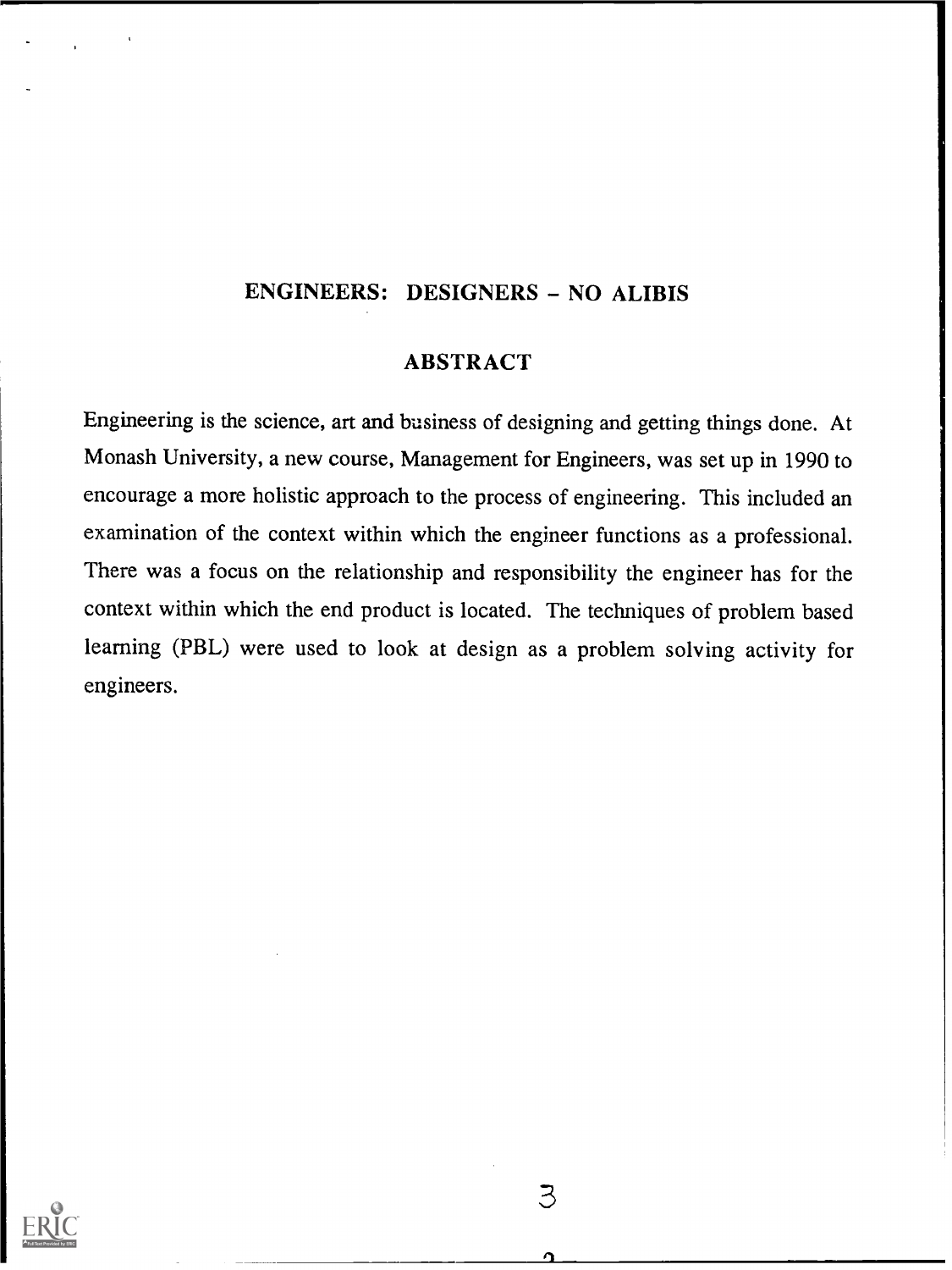# ENGINEERS: DESIGNERS – NO ALIBIS

## ABSTRACT

Engineering is the science, art and business of designing and getting things done. At Monash University, a new course, Management for Engineers, was set up in 1990 to encourage a more holistic approach to the process of engineering. This included an examination of the context within which the engineer functions as a professional. There was a focus on the relationship and responsibility the engineer has for the context within which the end product is located. The techniques of problem based learning (PBL) were used to look at design as a problem solving activity for engineers.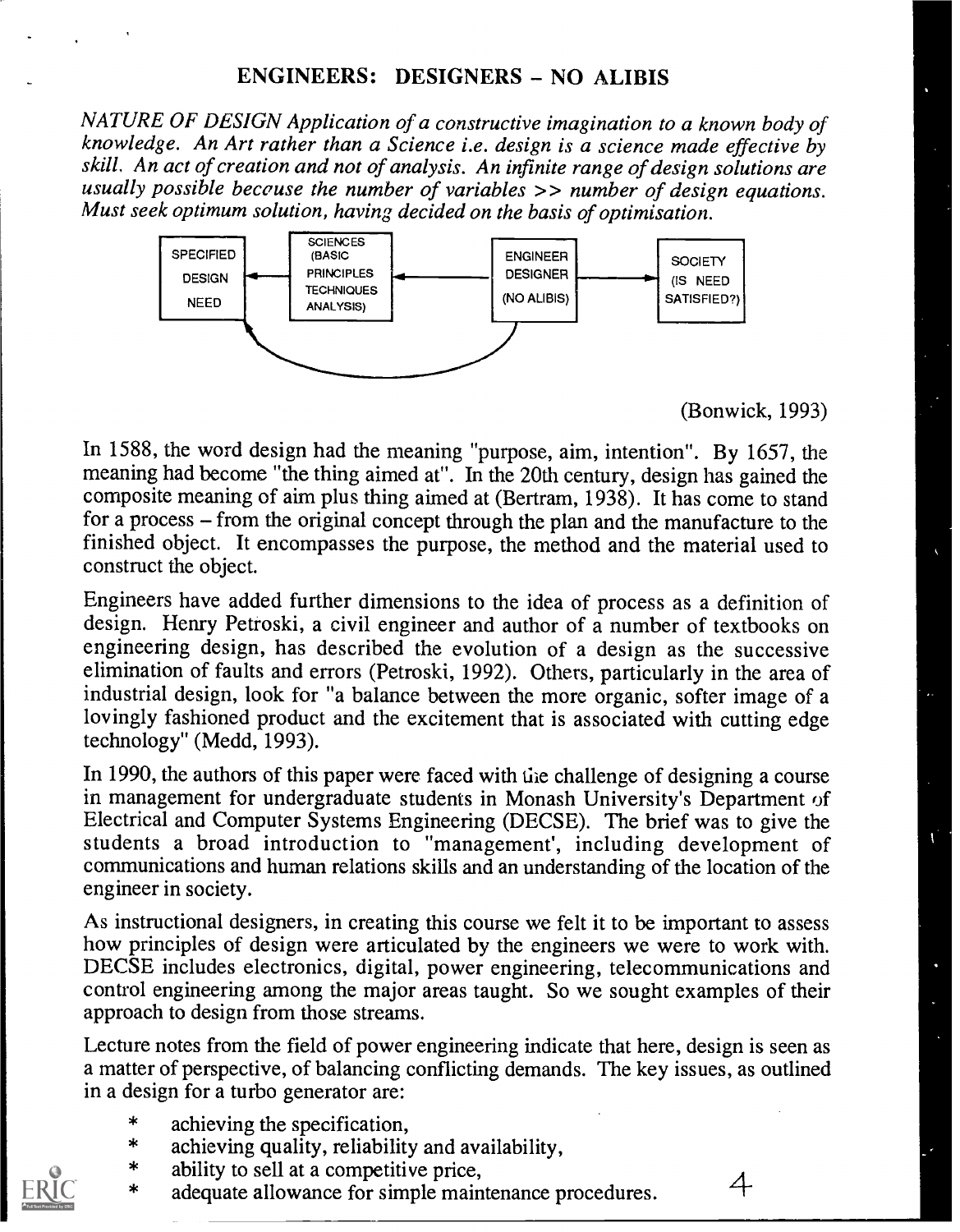## ENGINEERS: DESIGNERS – NO ALIBIS

*NATURE OF DESIGN Application of a constructive imagination to a known body of knowledge. An Art rather than a Science i.e. design is a science made effective by skill. An act of creation and not of analysis. An infinite range of design solutions are usually possible becouse the number of variables >> number of design equations. Must seek optimum solution, having decided on the basis of optimisation.*

SPECIFIED DESIGN NEED ← SCIENCES (BASIC PRINCIPLES TECHNIQUES ANALYSIS) ← ENGINEER DESIGNER (NO ALIBIS) → SOCIETY (IS NEED SATISFIED?)

(Bonwick, 1993)

In 1588, the word design had the meaning "purpose, aim, intention". By 1657, the meaning had become "the thing aimed at". In the 20th century, design has gained the composite meaning of aim plus thing aimed at (Bertram, 1938). It has come to stand for a process – from the original concept through the plan and the manufacture to the finished object. It encompasses the purpose, the method and the material used to construct the object.

Engineers have added further dimensions to the idea of process as a definition of design. Henry Petroski, a civil engineer and author of a number of textbooks on engineering design, has described the evolution of a design as the successive elimination of faults and errors (Petroski, 1992). Others, particularly in the area of industrial design, look for "a balance between the more organic, softer image of a lovingly fashioned product and the excitement that is associated with cutting edge technology" (Medd, 1993).

In 1990, the authors of this paper were faced with the challenge of designing a course in management for undergraduate students in Monash University's Department of Electrical and Computer Systems Engineering (DECSE). The brief was to give the students a broad introduction to "management', including development of communications and human relations skills and an understanding of the location of the engineer in society.

As instructional designers, in creating this course we felt it to be important to assess how principles of design were articulated by the engineers we were to work with. DECSE includes electronics, digital, power engineering, telecommunications and control engineering among the major areas taught. So we sought examples of their approach to design from those streams.

Lecture notes from the field of power engineering indicate that here, design is seen as a matter of perspective, of balancing conflicting demands. The key issues, as outlined in a design for a turbo generator are:

- achieving the specification,
- achieving quality, reliability and availability,
- ability to sell at a competitive price,
- adequate allowance for simple maintenance procedures.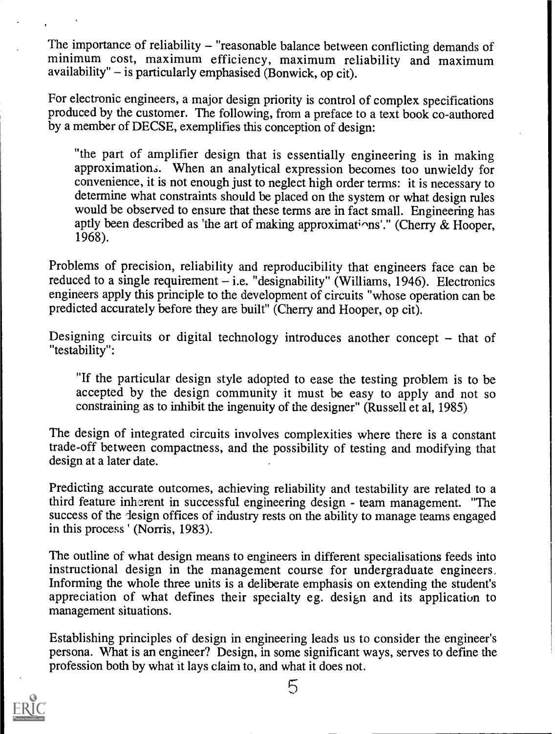The importance of reliability – "reasonable balance between conflicting demands of minimum cost, maximum efficiency, maximum reliability and maximum availability" – is particularly emphasised (Bonwick, op cit).

For electronic engineers, a major design priority is control of complex specifications produced by the customer. The following, from a preface to a text book co-authored by a member of DECSE, exemplifies this conception of design:

> "the part of amplifier design that is essentially engineering is in making approximations. When an analytical expression becomes too unwieldy for convenience, it is not enough just to neglect high order terms: it is necessary to determine what constraints should be placed on the system or what design rules would be observed to ensure that these terms are in fact small. Engineering has aptly been described as 'the art of making approximations'." (Cherry & Hooper, 1968).

Problems of precision, reliability and reproducibility that engineers face can be reduced to a single requirement – i.e. "designability" (Williams, 1946). Electronics engineers apply this principle to the development of circuits "whose operation can be predicted accurately before they are built" (Cherry and Hooper, op cit).

Designing circuits or digital technology introduces another concept – that of "testability":

> "If the particular design style adopted to ease the testing problem is to be accepted by the design community it must be easy to apply and not so constraining as to inhibit the ingenuity of the designer" (Russell et al, 1985)

The design of integrated circuits involves complexities where there is a constant trade-off between compactness, and the possibility of testing and modifying that design at a later date.

Predicting accurate outcomes, achieving reliability and testability are related to a third feature inherent in successful engineering design - team management. "The success of the design offices of industry rests on the ability to manage teams engaged in this process ' (Norris, 1983).

The outline of what design means to engineers in different specialisations feeds into instructional design in the management course for undergraduate engineers. Informing the whole three units is a deliberate emphasis on extending the student's appreciation of what defines their specialty eg. design and its application to management situations.

Establishing principles of design in engineering leads us to consider the engineer's persona. What is an engineer? Design, in some significant ways, serves to define the profession both by what it lays claim to, and what it does not.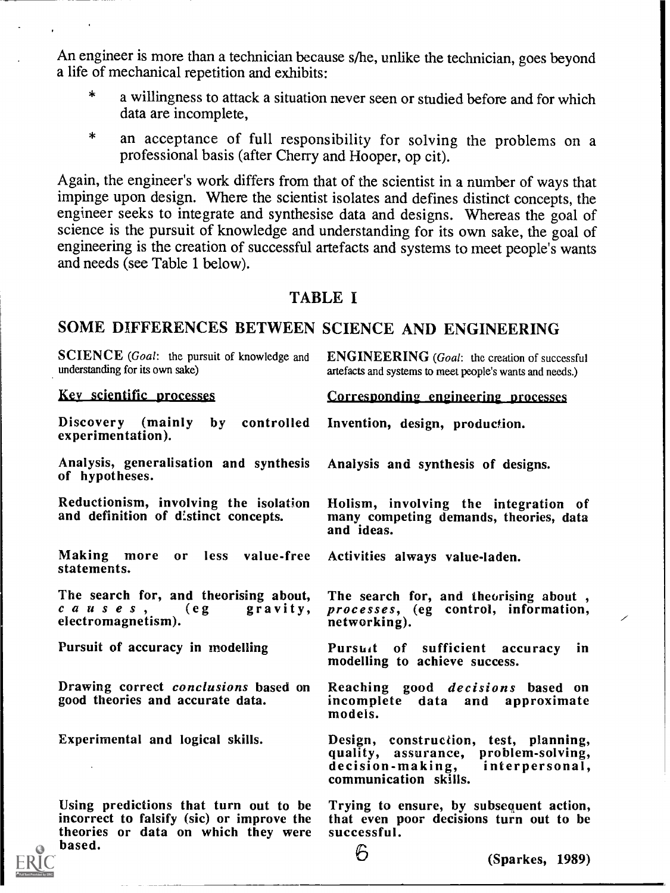An engineer is more than a technician because s/he, unlike the technician, goes beyond a life of mechanical repetition and exhibits:

* a willingness to attack a situation never seen or studied before and for which data are incomplete,
* an acceptance of full responsibility for solving the problems on a professional basis (after Cherry and Hooper, op cit).

Again, the engineer's work differs from that of the scientist in a number of ways that impinge upon design. Where the scientist isolates and defines distinct concepts, the engineer seeks to integrate and synthesise data and designs. Whereas the goal of science is the pursuit of knowledge and understanding for its own sake, the goal of engineering is the creation of successful artefacts and systems to meet people's wants and needs (see Table 1 below).

## TABLE I

## SOME DIFFERENCES BETWEEN SCIENCE AND ENGINEERING

| SCIENCE (*Goal*: the pursuit of knowledge and understanding for its own sake) | ENGINEERING (*Goal*: the creation of successful artefacts and systems to meet people's wants and needs.) |
|---|---|
| Key scientific processes | Corresponding engineering processes |
| Discovery (mainly by controlled experimentation). | Invention, design, production. |
| Analysis, generalisation and synthesis of hypotheses. | Analysis and synthesis of designs. |
| Reductionism, involving the isolation and definition of distinct concepts. | Holism, involving the integration of many competing demands, theories, data and ideas. |
| Making more or less value-free statements. | Activities always value-laden. |
| The search for, and theorising about, *causes*, (eg gravity, electromagnetism). | The search for, and theorising about , *processes*, (eg control, information, networking). |
| Pursuit of accuracy in modelling | Pursuit of sufficient accuracy in modelling to achieve success. |
| Drawing correct *conclusions* based on good theories and accurate data. | Reaching good *decisions* based on incomplete data and approximate models. |
| Experimental and logical skills. | Design, construction, test, planning, quality, assurance, problem-solving, decision-making, interpersonal, communication skills. |
| Using predictions that turn out to be incorrect to falsify (sic) or improve the theories or data on which they were based. | Trying to ensure, by subsequent action, that even poor decisions turn out to be successful. |

(Sparkes, 1989)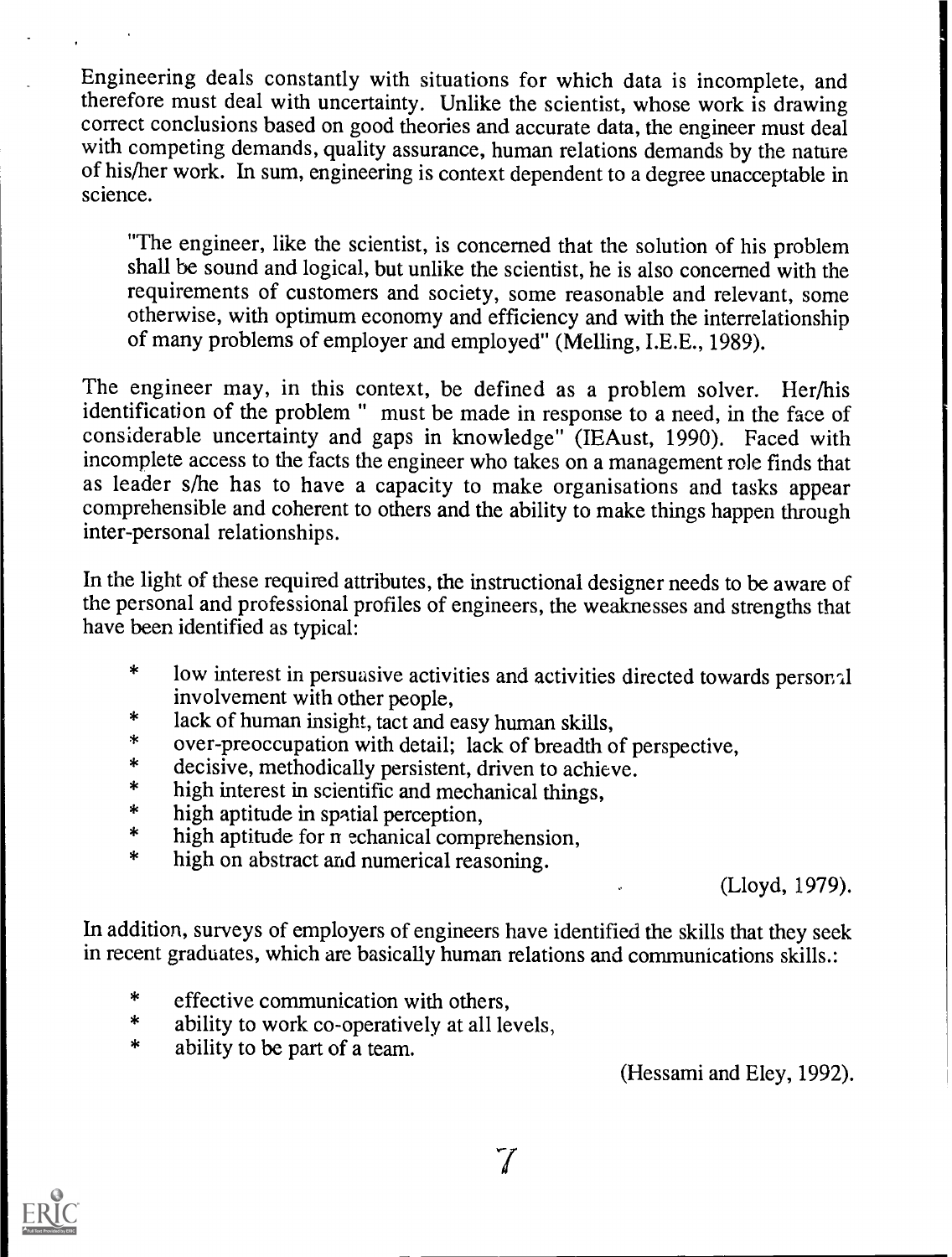Engineering deals constantly with situations for which data is incomplete, and therefore must deal with uncertainty. Unlike the scientist, whose work is drawing correct conclusions based on good theories and accurate data, the engineer must deal with competing demands, quality assurance, human relations demands by the nature of his/her work. In sum, engineering is context dependent to a degree unacceptable in science.

> "The engineer, like the scientist, is concerned that the solution of his problem shall be sound and logical, but unlike the scientist, he is also concerned with the requirements of customers and society, some reasonable and relevant, some otherwise, with optimum economy and efficiency and with the interrelationship of many problems of employer and employed" (Melling, I.E.E., 1989).

The engineer may, in this context, be defined as a problem solver. Her/his identification of the problem " must be made in response to a need, in the face of considerable uncertainty and gaps in knowledge" (IEAust, 1990). Faced with incomplete access to the facts the engineer who takes on a management role finds that as leader s/he has to have a capacity to make organisations and tasks appear comprehensible and coherent to others and the ability to make things happen through inter-personal relationships.

In the light of these required attributes, the instructional designer needs to be aware of the personal and professional profiles of engineers, the weaknesses and strengths that have been identified as typical:

* low interest in persuasive activities and activities directed towards personal involvement with other people,
* lack of human insight, tact and easy human skills,
* over-preoccupation with detail; lack of breadth of perspective,
* decisive, methodically persistent, driven to achieve.
* high interest in scientific and mechanical things,
* high aptitude in spatial perception,
* high aptitude for mechanical comprehension,
* high on abstract and numerical reasoning.

(Lloyd, 1979).

In addition, surveys of employers of engineers have identified the skills that they seek in recent graduates, which are basically human relations and communications skills.:

* effective communication with others,
* ability to work co-operatively at all levels,
* ability to be part of a team.

(Hessami and Eley, 1992).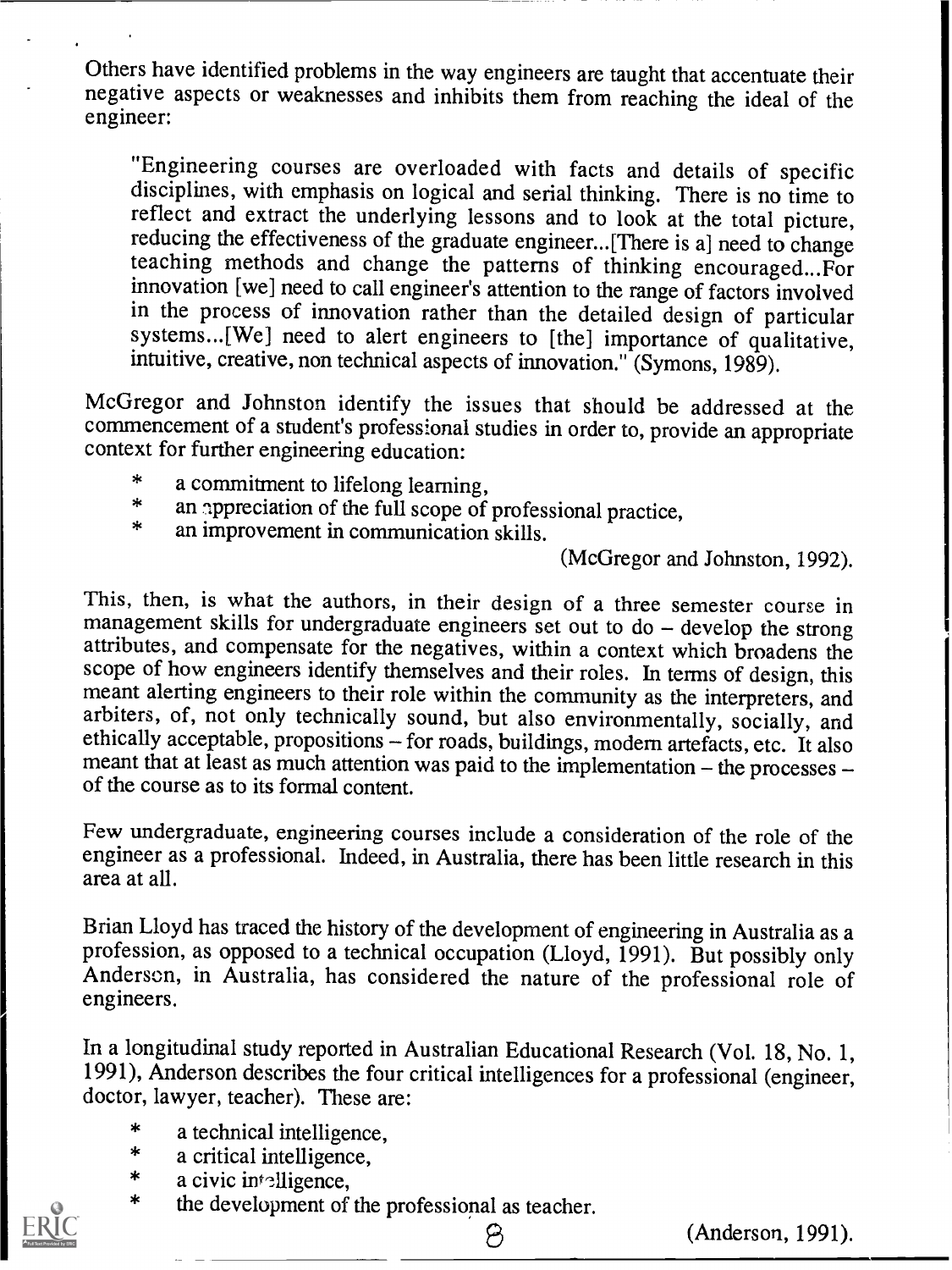Others have identified problems in the way engineers are taught that accentuate their negative aspects or weaknesses and inhibits them from reaching the ideal of the engineer:

> "Engineering courses are overloaded with facts and details of specific disciplines, with emphasis on logical and serial thinking. There is no time to reflect and extract the underlying lessons and to look at the total picture, reducing the effectiveness of the graduate engineer...[There is a] need to change teaching methods and change the patterns of thinking encouraged...For innovation [we] need to call engineer's attention to the range of factors involved in the process of innovation rather than the detailed design of particular systems...[We] need to alert engineers to [the] importance of qualitative, intuitive, creative, non technical aspects of innovation." (Symons, 1989).

McGregor and Johnston identify the issues that should be addressed at the commencement of a student's professional studies in order to, provide an appropriate context for further engineering education:

* a commitment to lifelong learning,
* an appreciation of the full scope of professional practice,
* an improvement in communication skills.

(McGregor and Johnston, 1992).

This, then, is what the authors, in their design of a three semester course in management skills for undergraduate engineers set out to do – develop the strong attributes, and compensate for the negatives, within a context which broadens the scope of how engineers identify themselves and their roles. In terms of design, this meant alerting engineers to their role within the community as the interpreters, and arbiters, of, not only technically sound, but also environmentally, socially, and ethically acceptable, propositions – for roads, buildings, modern artefacts, etc. It also meant that at least as much attention was paid to the implementation – the processes – of the course as to its formal content.

Few undergraduate, engineering courses include a consideration of the role of the engineer as a professional. Indeed, in Australia, there has been little research in this area at all.

Brian Lloyd has traced the history of the development of engineering in Australia as a profession, as opposed to a technical occupation (Lloyd, 1991). But possibly only Anderson, in Australia, has considered the nature of the professional role of engineers.

In a longitudinal study reported in Australian Educational Research (Vol. 18, No. 1, 1991), Anderson describes the four critical intelligences for a professional (engineer, doctor, lawyer, teacher). These are:

* a technical intelligence,
* a critical intelligence,
* a civic intelligence,
* the development of the professional as teacher.

(Anderson, 1991).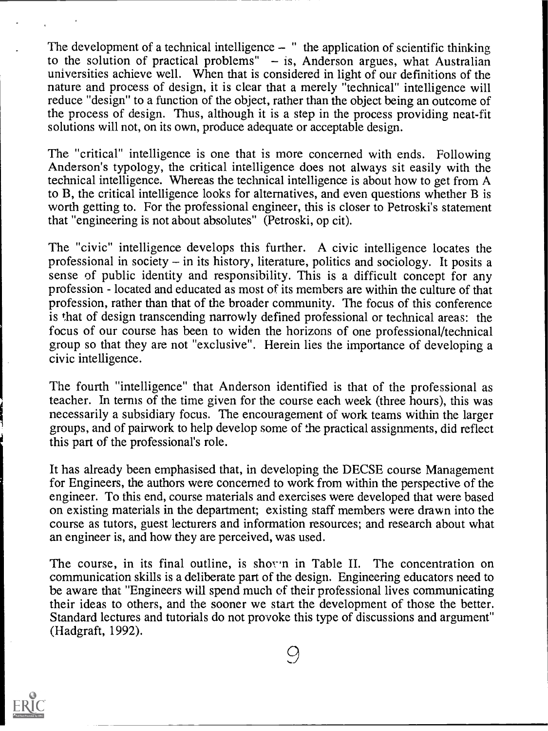The development of a technical intelligence – " the application of scientific thinking to the solution of practical problems" – is, Anderson argues, what Australian universities achieve well. When that is considered in light of our definitions of the nature and process of design, it is clear that a merely "technical" intelligence will reduce "design" to a function of the object, rather than the object being an outcome of the process of design. Thus, although it is a step in the process providing neat-fit solutions will not, on its own, produce adequate or acceptable design.

The "critical" intelligence is one that is more concerned with ends. Following Anderson's typology, the critical intelligence does not always sit easily with the technical intelligence. Whereas the technical intelligence is about how to get from A to B, the critical intelligence looks for alternatives, and even questions whether B is worth getting to. For the professional engineer, this is closer to Petroski's statement that "engineering is not about absolutes" (Petroski, op cit).

The "civic" intelligence develops this further. A civic intelligence locates the professional in society – in its history, literature, politics and sociology. It posits a sense of public identity and responsibility. This is a difficult concept for any profession - located and educated as most of its members are within the culture of that profession, rather than that of the broader community. The focus of this conference is that of design transcending narrowly defined professional or technical areas: the focus of our course has been to widen the horizons of one professional/technical group so that they are not "exclusive". Herein lies the importance of developing a civic intelligence.

The fourth "intelligence" that Anderson identified is that of the professional as teacher. In terms of the time given for the course each week (three hours), this was necessarily a subsidiary focus. The encouragement of work teams within the larger groups, and of pairwork to help develop some of the practical assignments, did reflect this part of the professional's role.

It has already been emphasised that, in developing the DECSE course Management for Engineers, the authors were concerned to work from within the perspective of the engineer. To this end, course materials and exercises were developed that were based on existing materials in the department; existing staff members were drawn into the course as tutors, guest lecturers and information resources; and research about what an engineer is, and how they are perceived, was used.

The course, in its final outline, is shown in Table II. The concentration on communication skills is a deliberate part of the design. Engineering educators need to be aware that "Engineers will spend much of their professional lives communicating their ideas to others, and the sooner we start the development of those the better. Standard lectures and tutorials do not provoke this type of discussions and argument" (Hadgraft, 1992).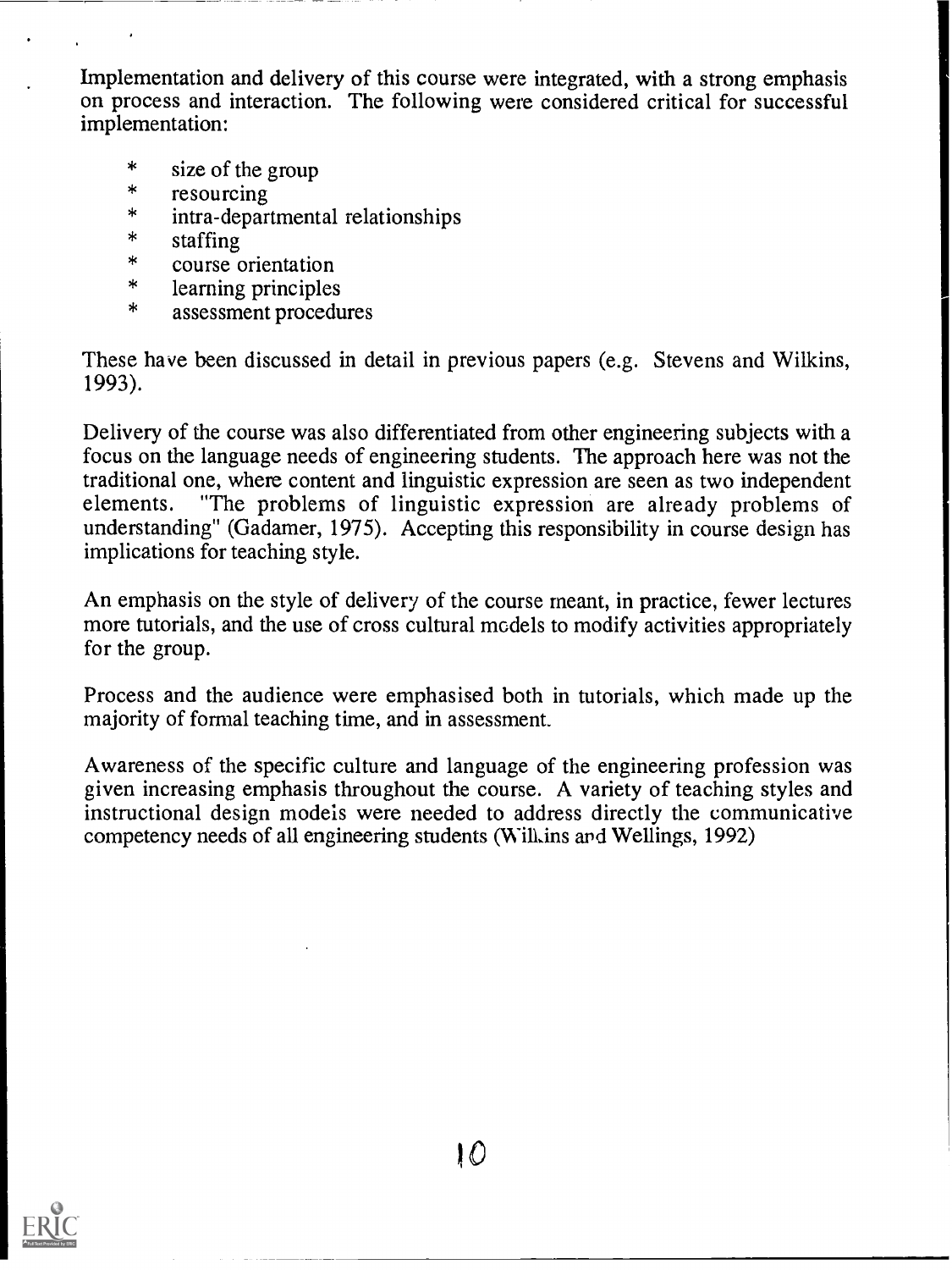Implementation and delivery of this course were integrated, with a strong emphasis on process and interaction. The following were considered critical for successful implementation:

* size of the group
* resourcing
* intra-departmental relationships
* staffing
* course orientation
* learning principles
* assessment procedures

These have been discussed in detail in previous papers (e.g. Stevens and Wilkins, 1993).

Delivery of the course was also differentiated from other engineering subjects with a focus on the language needs of engineering students. The approach here was not the traditional one, where content and linguistic expression are seen as two independent elements. "The problems of linguistic expression are already problems of understanding" (Gadamer, 1975). Accepting this responsibility in course design has implications for teaching style.

An emphasis on the style of delivery of the course meant, in practice, fewer lectures more tutorials, and the use of cross cultural models to modify activities appropriately for the group.

Process and the audience were emphasised both in tutorials, which made up the majority of formal teaching time, and in assessment.

Awareness of the specific culture and language of the engineering profession was given increasing emphasis throughout the course. A variety of teaching styles and instructional design models were needed to address directly the communicative competency needs of all engineering students (Wilkins and Wellings, 1992)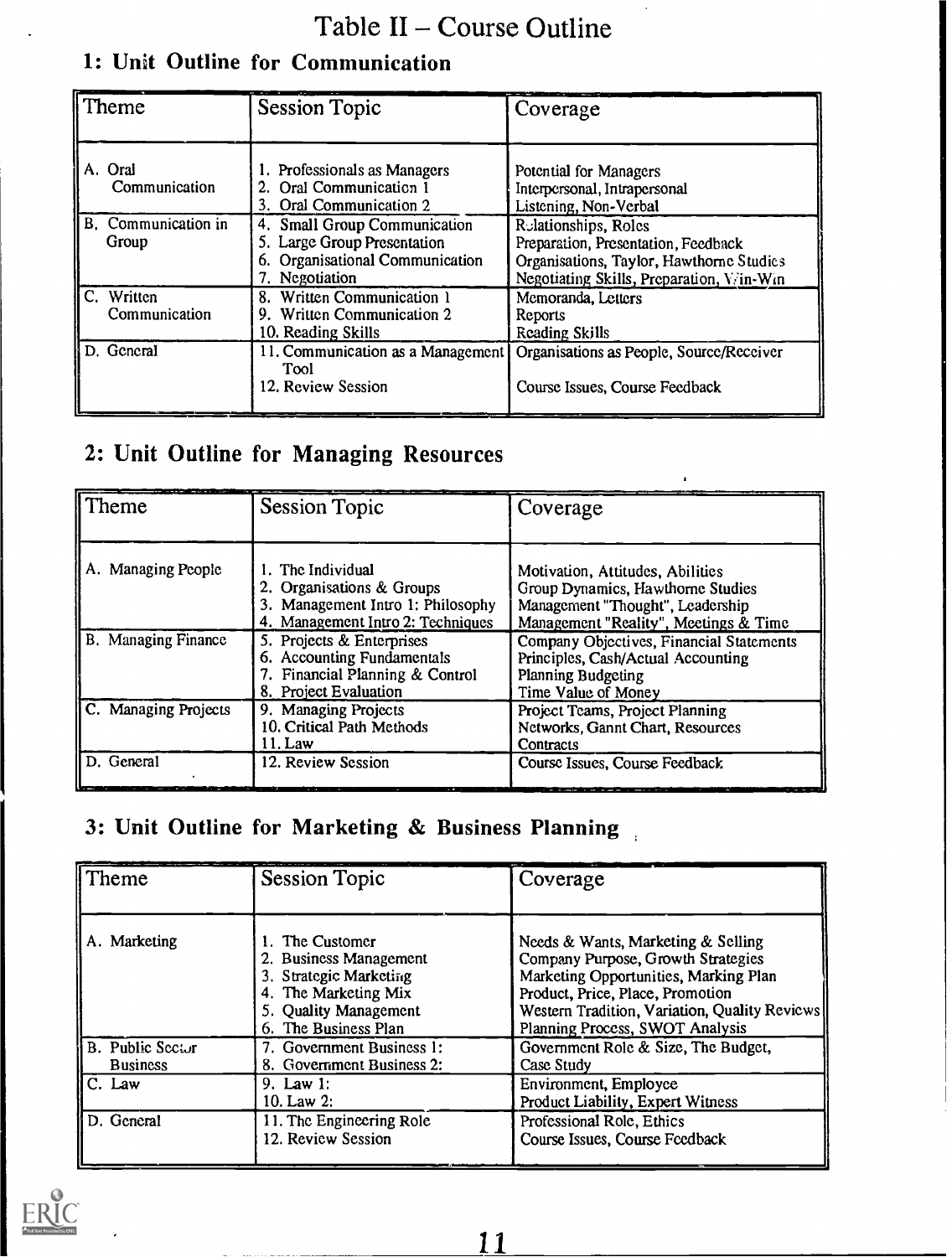# Table II – Course Outline

## 1: Unit Outline for Communication

| Theme | Session Topic | Coverage |
|---|---|---|
| A. Oral Communication | 1. Professionals as Managers<br>2. Oral Communication 1<br>3. Oral Communication 2 | Potential for Managers<br>Interpersonal, Intrapersonal<br>Listening, Non-Verbal |
| B. Communication in Group | 4. Small Group Communication<br>5. Large Group Presentation<br>6. Organisational Communication<br>7. Negotiation | Relationships, Roles<br>Preparation, Presentation, Feedback<br>Organisations, Taylor, Hawthorne Studies<br>Negotiating Skills, Preparation, Win-Win |
| C. Written Communication | 8. Written Communication 1<br>9. Written Communication 2<br>10. Reading Skills | Memoranda, Letters<br>Reports<br>Reading Skills |
| D. General | 11. Communication as a Management Tool<br>12. Review Session | Organisations as People, Source/Receiver<br>Course Issues, Course Feedback |

## 2: Unit Outline for Managing Resources

| Theme | Session Topic | Coverage |
|---|---|---|
| A. Managing People | 1. The Individual<br>2. Organisations & Groups<br>3. Management Intro 1: Philosophy<br>4. Management Intro 2: Techniques | Motivation, Attitudes, Abilities<br>Group Dynamics, Hawthorne Studies<br>Management "Thought", Leadership<br>Management "Reality", Meetings & Time |
| B. Managing Finance | 5. Projects & Enterprises<br>6. Accounting Fundamentals<br>7. Financial Planning & Control<br>8. Project Evaluation | Company Objectives, Financial Statements<br>Principles, Cash/Actual Accounting<br>Planning Budgeting<br>Time Value of Money |
| C. Managing Projects | 9. Managing Projects<br>10. Critical Path Methods<br>11. Law | Project Teams, Project Planning<br>Networks, Gannt Chart, Resources<br>Contracts |
| D. General | 12. Review Session | Course Issues, Course Feedback |

## 3: Unit Outline for Marketing & Business Planning

| Theme | Session Topic | Coverage |
|---|---|---|
| A. Marketing | 1. The Customer<br>2. Business Management<br>3. Strategic Marketing<br>4. The Marketing Mix<br>5. Quality Management<br>6. The Business Plan | Needs & Wants, Marketing & Selling<br>Company Purpose, Growth Strategies<br>Marketing Opportunities, Marking Plan<br>Product, Price, Place, Promotion<br>Western Tradition, Variation, Quality Reviews<br>Planning Process, SWOT Analysis |
| B. Public Sector Business | 7. Government Business 1:<br>8. Government Business 2: | Government Role & Size, The Budget,<br>Case Study |
| C. Law | 9. Law 1:<br>10. Law 2: | Environment, Employee<br>Product Liability, Expert Witness |
| D. General | 11. The Engineering Role<br>12. Review Session | Professional Role, Ethics<br>Course Issues, Course Feedback |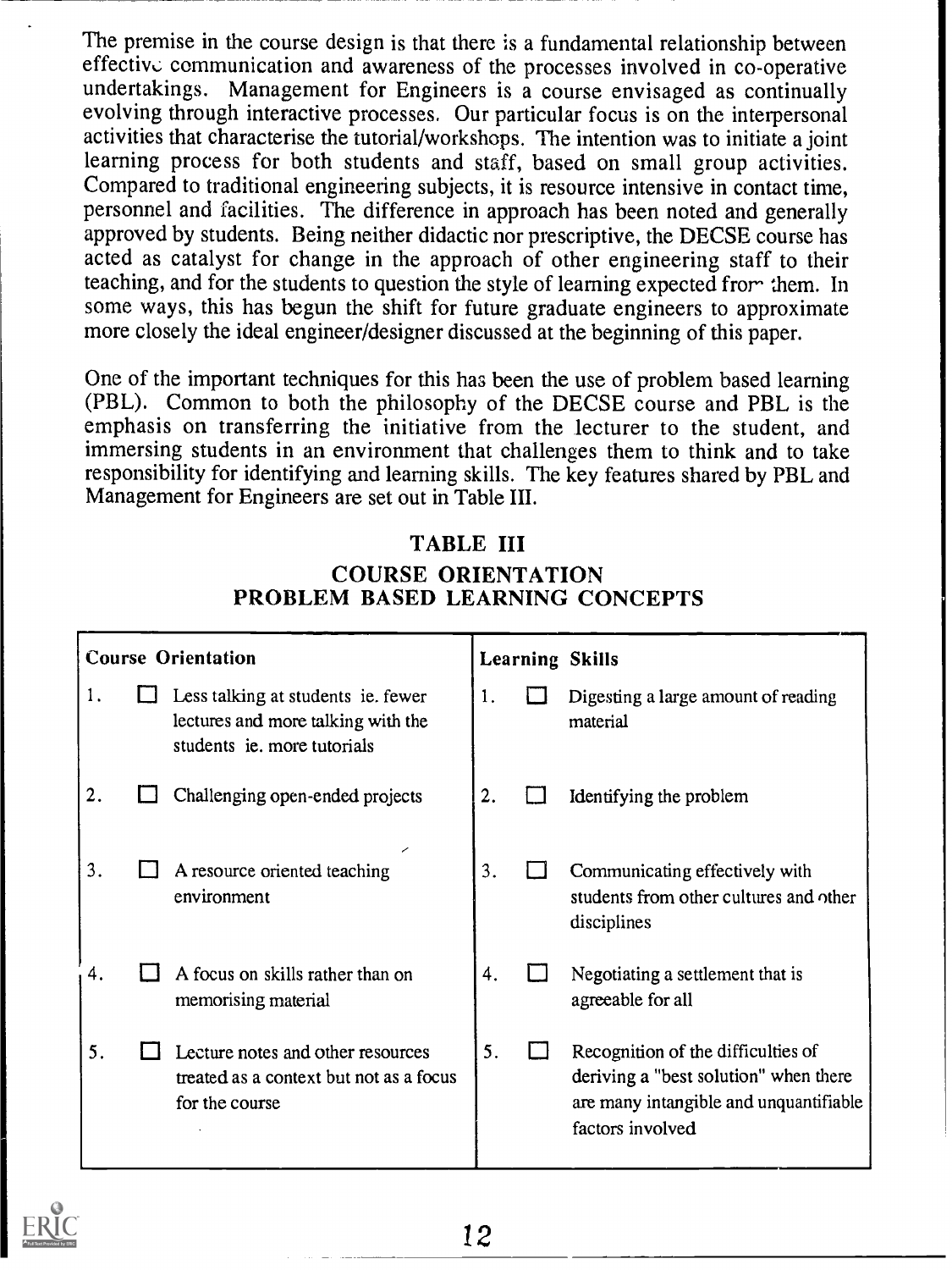The premise in the course design is that there is a fundamental relationship between effective communication and awareness of the processes involved in co-operative undertakings. Management for Engineers is a course envisaged as continually evolving through interactive processes. Our particular focus is on the interpersonal activities that characterise the tutorial/workshops. The intention was to initiate a joint learning process for both students and staff, based on small group activities. Compared to traditional engineering subjects, it is resource intensive in contact time, personnel and facilities. The difference in approach has been noted and generally approved by students. Being neither didactic nor prescriptive, the DECSE course has acted as catalyst for change in the approach of other engineering staff to their teaching, and for the students to question the style of learning expected from them. In some ways, this has begun the shift for future graduate engineers to approximate more closely the ideal engineer/designer discussed at the beginning of this paper.

One of the important techniques for this has been the use of problem based learning (PBL). Common to both the philosophy of the DECSE course and PBL is the emphasis on transferring the initiative from the lecturer to the student, and immersing students in an environment that challenges them to think and to take responsibility for identifying and learning skills. The key features shared by PBL and Management for Engineers are set out in Table III.

## TABLE III
## COURSE ORIENTATION
## PROBLEM BASED LEARNING CONCEPTS

| Course Orientation | Learning Skills |
|---|---|
| 1. ☐ Less talking at students ie. fewer lectures and more talking with the students ie. more tutorials | 1. ☐ Digesting a large amount of reading material |
| 2. ☐ Challenging open-ended projects | 2. ☐ Identifying the problem |
| 3. ☐ A resource oriented teaching environment | 3. ☐ Communicating effectively with students from other cultures and other disciplines |
| 4. ☐ A focus on skills rather than on memorising material | 4. ☐ Negotiating a settlement that is agreeable for all |
| 5. ☐ Lecture notes and other resources treated as a context but not as a focus for the course | 5. ☐ Recognition of the difficulties of deriving a "best solution" when there are many intangible and unquantifiable factors involved |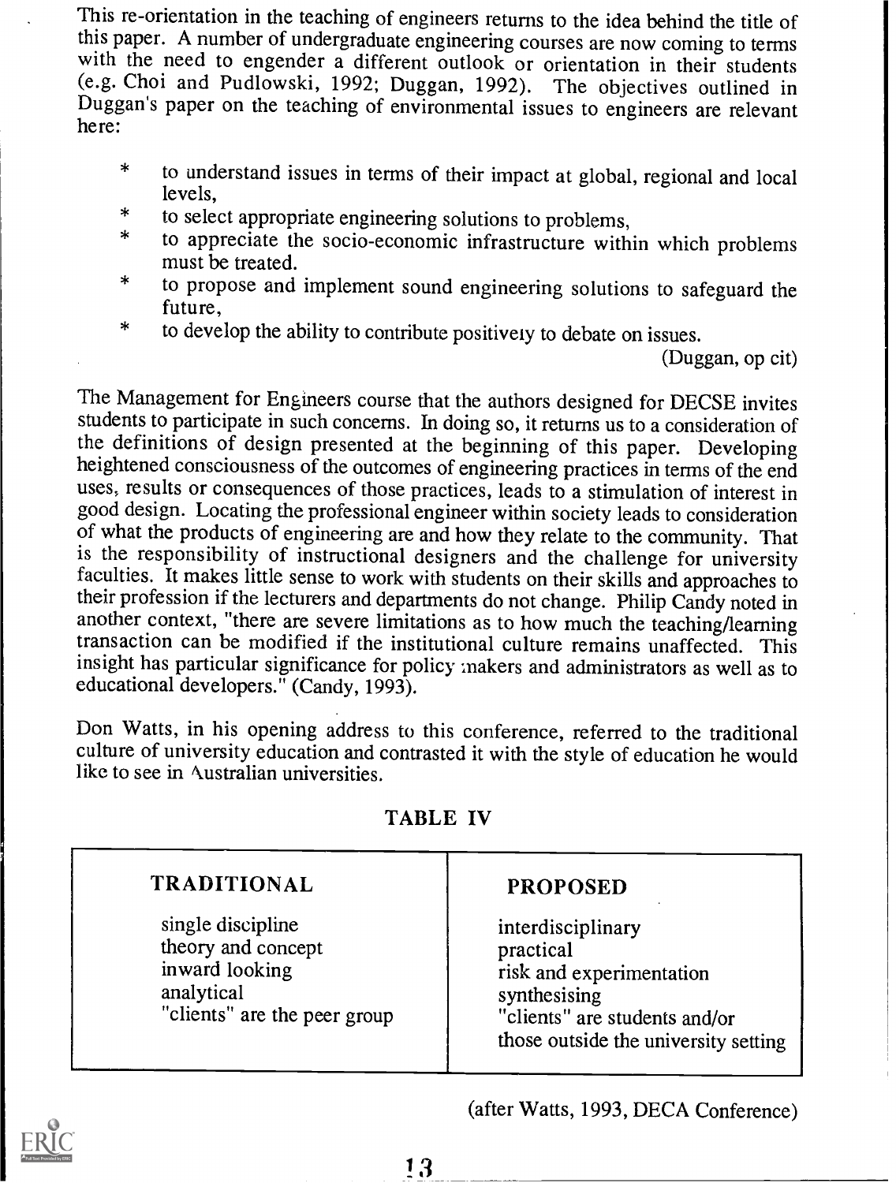This re-orientation in the teaching of engineers returns to the idea behind the title of this paper. A number of undergraduate engineering courses are now coming to terms with the need to engender a different outlook or orientation in their students (e.g. Choi and Pudlowski, 1992; Duggan, 1992). The objectives outlined in Duggan's paper on the teaching of environmental issues to engineers are relevant here:

- to understand issues in terms of their impact at global, regional and local levels,
- to select appropriate engineering solutions to problems,
- to appreciate the socio-economic infrastructure within which problems must be treated.
- to propose and implement sound engineering solutions to safeguard the future,
- to develop the ability to contribute positively to debate on issues.

(Duggan, op cit)

The Management for Engineers course that the authors designed for DECSE invites students to participate in such concerns. In doing so, it returns us to a consideration of the definitions of design presented at the beginning of this paper. Developing heightened consciousness of the outcomes of engineering practices in terms of the end uses, results or consequences of those practices, leads to a stimulation of interest in good design. Locating the professional engineer within society leads to consideration of what the products of engineering are and how they relate to the community. That is the responsibility of instructional designers and the challenge for university faculties. It makes little sense to work with students on their skills and approaches to their profession if the lecturers and departments do not change. Philip Candy noted in another context, "there are severe limitations as to how much the teaching/learning transaction can be modified if the institutional culture remains unaffected. This insight has particular significance for policy makers and administrators as well as to educational developers." (Candy, 1993).

Don Watts, in his opening address to this conference, referred to the traditional culture of university education and contrasted it with the style of education he would like to see in Australian universities.

TABLE IV

| TRADITIONAL | PROPOSED |
|---|---|
| single discipline | interdisciplinary |
| theory and concept | practical |
| inward looking | risk and experimentation |
| analytical | synthesising |
| "clients" are the peer group | "clients" are students and/or those outside the university setting |

(after Watts, 1993, DECA Conference)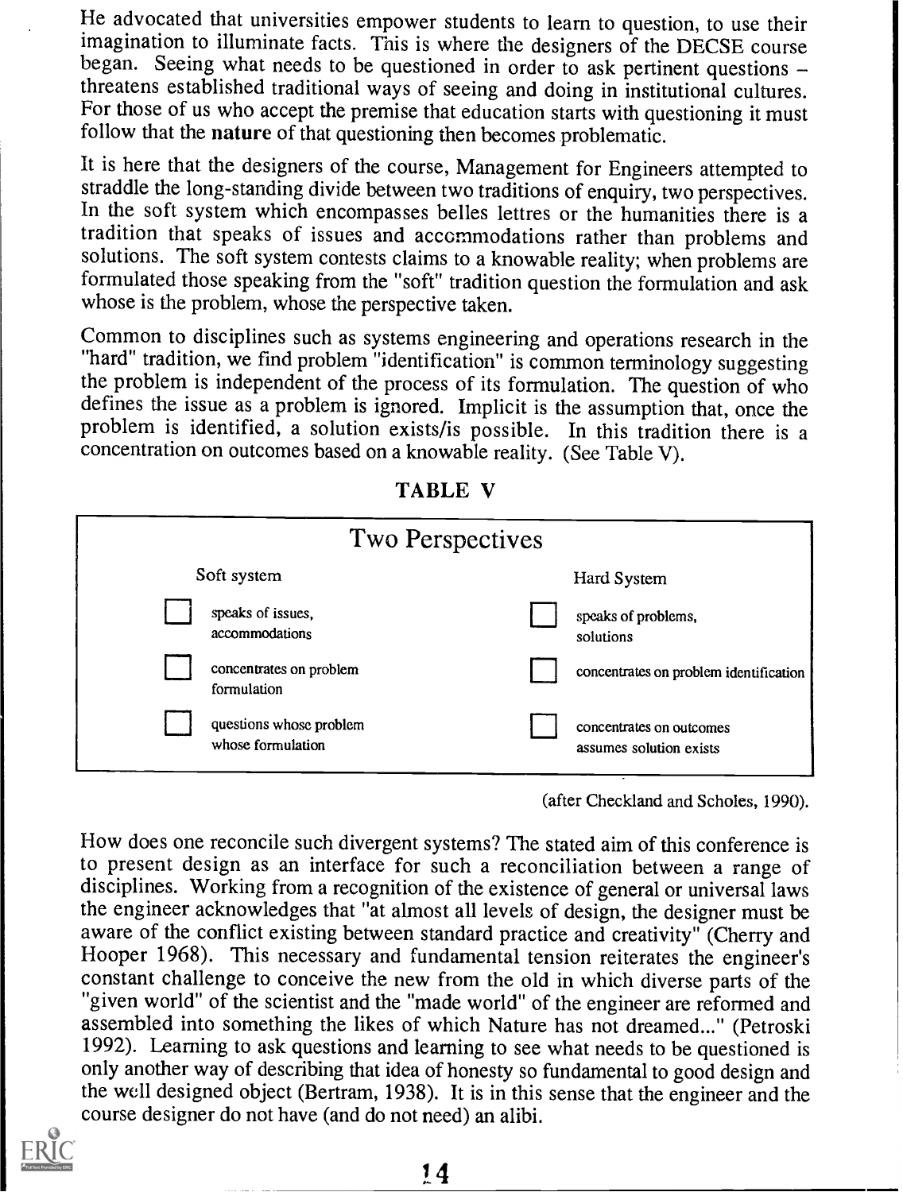He advocated that universities empower students to learn to question, to use their imagination to illuminate facts. This is where the designers of the DECSE course began. Seeing what needs to be questioned in order to ask pertinent questions – threatens established traditional ways of seeing and doing in institutional cultures. For those of us who accept the premise that education starts with questioning it must follow that the **nature** of that questioning then becomes problematic.

It is here that the designers of the course, Management for Engineers attempted to straddle the long-standing divide between two traditions of enquiry, two perspectives. In the soft system which encompasses belles lettres or the humanities there is a tradition that speaks of issues and accommodations rather than problems and solutions. The soft system contests claims to a knowable reality; when problems are formulated those speaking from the "soft" tradition question the formulation and ask whose is the problem, whose the perspective taken.

Common to disciplines such as systems engineering and operations research in the "hard" tradition, we find problem "identification" is common terminology suggesting the problem is independent of the process of its formulation. The question of who defines the issue as a problem is ignored. Implicit is the assumption that, once the problem is identified, a solution exists/is possible. In this tradition there is a concentration on outcomes based on a knowable reality. (See Table V).

**TABLE V**

Two Perspectives

| Soft system | Hard System |
|---|---|
| speaks of issues, accommodations | speaks of problems, solutions |
| concentrates on problem formulation | concentrates on problem identification |
| questions whose problem whose formulation | concentrates on outcomes assumes solution exists |

(after Checkland and Scholes, 1990).

How does one reconcile such divergent systems? The stated aim of this conference is to present design as an interface for such a reconciliation between a range of disciplines. Working from a recognition of the existence of general or universal laws the engineer acknowledges that "at almost all levels of design, the designer must be aware of the conflict existing between standard practice and creativity" (Cherry and Hooper 1968). This necessary and fundamental tension reiterates the engineer's constant challenge to conceive the new from the old in which diverse parts of the "given world" of the scientist and the "made world" of the engineer are reformed and assembled into something the likes of which Nature has not dreamed..." (Petroski 1992). Learning to ask questions and learning to see what needs to be questioned is only another way of describing that idea of honesty so fundamental to good design and the well designed object (Bertram, 1938). It is in this sense that the engineer and the course designer do not have (and do not need) an alibi.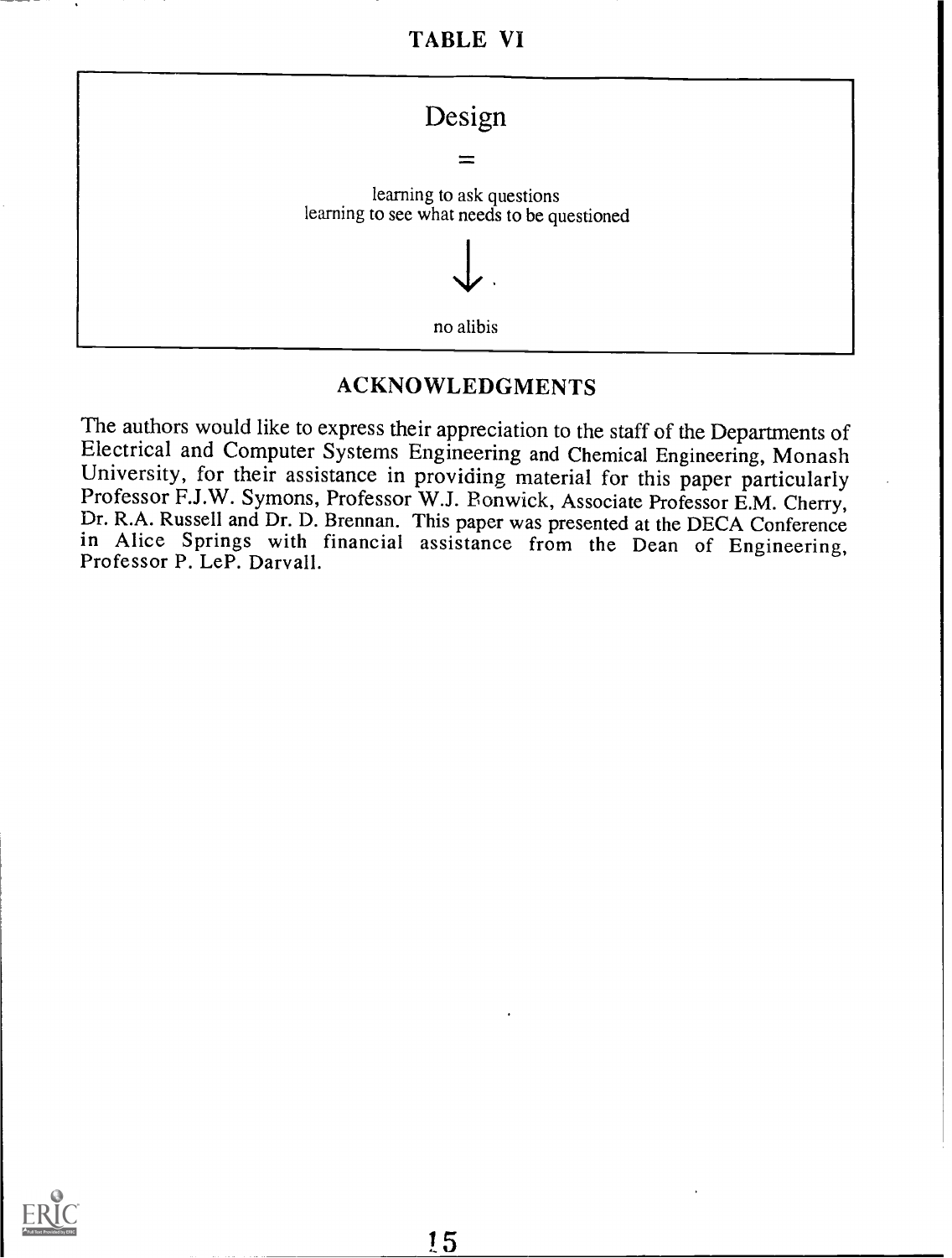## TABLE VI

Design

=

learning to ask questions
learning to see what needs to be questioned

↓

no alibis

## ACKNOWLEDGMENTS

The authors would like to express their appreciation to the staff of the Departments of Electrical and Computer Systems Engineering and Chemical Engineering, Monash University, for their assistance in providing material for this paper particularly Professor F.J.W. Symons, Professor W.J. Bonwick, Associate Professor E.M. Cherry, Dr. R.A. Russell and Dr. D. Brennan. This paper was presented at the DECA Conference in Alice Springs with financial assistance from the Dean of Engineering, Professor P. LeP. Darvall.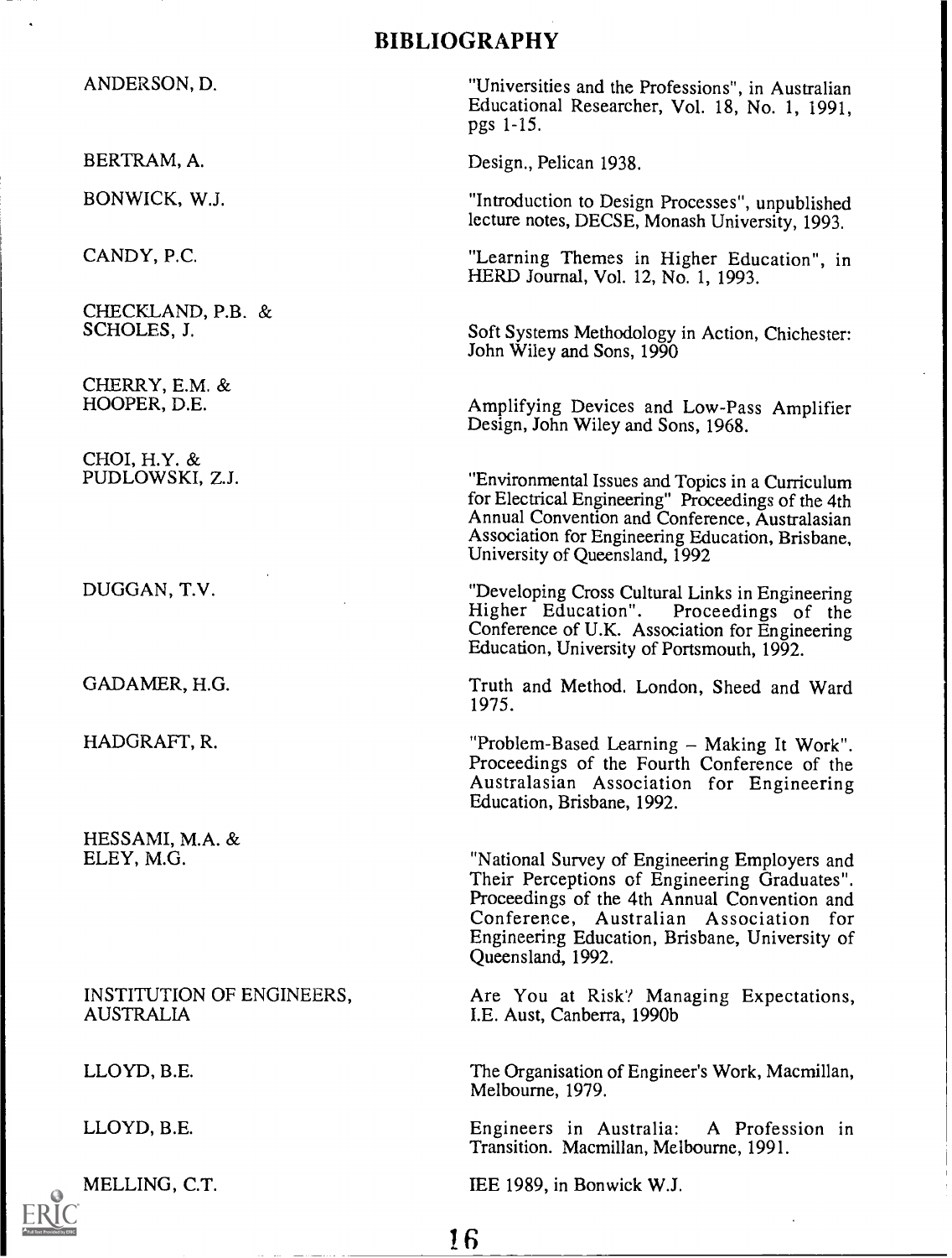# BIBLIOGRAPHY

ANDERSON, D. "Universities and the Professions", in Australian Educational Researcher, Vol. 18, No. 1, 1991, pgs 1-15.

BERTRAM, A. Design., Pelican 1938.

BONWICK, W.J. "Introduction to Design Processes", unpublished lecture notes, DECSE, Monash University, 1993.

CANDY, P.C. "Learning Themes in Higher Education", in HERD Journal, Vol. 12, No. 1, 1993.

CHECKLAND, P.B. & SCHOLES, J. Soft Systems Methodology in Action, Chichester: John Wiley and Sons, 1990

CHERRY, E.M. & HOOPER, D.E. Amplifying Devices and Low-Pass Amplifier Design, John Wiley and Sons, 1968.

CHOI, H.Y. & PUDLOWSKI, Z.J. "Environmental Issues and Topics in a Curriculum for Electrical Engineering" Proceedings of the 4th Annual Convention and Conference, Australasian Association for Engineering Education, Brisbane, University of Queensland, 1992

DUGGAN, T.V. "Developing Cross Cultural Links in Engineering Higher Education". Proceedings of the Conference of U.K. Association for Engineering Education, University of Portsmouth, 1992.

GADAMER, H.G. Truth and Method. London, Sheed and Ward 1975.

HADGRAFT, R. "Problem-Based Learning – Making It Work". Proceedings of the Fourth Conference of the Australasian Association for Engineering Education, Brisbane, 1992.

HESSAMI, M.A. & ELEY, M.G. "National Survey of Engineering Employers and Their Perceptions of Engineering Graduates". Proceedings of the 4th Annual Convention and Conference, Australian Association for Engineering Education, Brisbane, University of Queensland, 1992.

INSTITUTION OF ENGINEERS, AUSTRALIA Are You at Risk? Managing Expectations, I.E. Aust, Canberra, 1990b

LLOYD, B.E. The Organisation of Engineer's Work, Macmillan, Melbourne, 1979.

LLOYD, B.E. Engineers in Australia: A Profession in Transition. Macmillan, Melbourne, 1991.

MELLING, C.T. IEE 1989, in Bonwick W.J.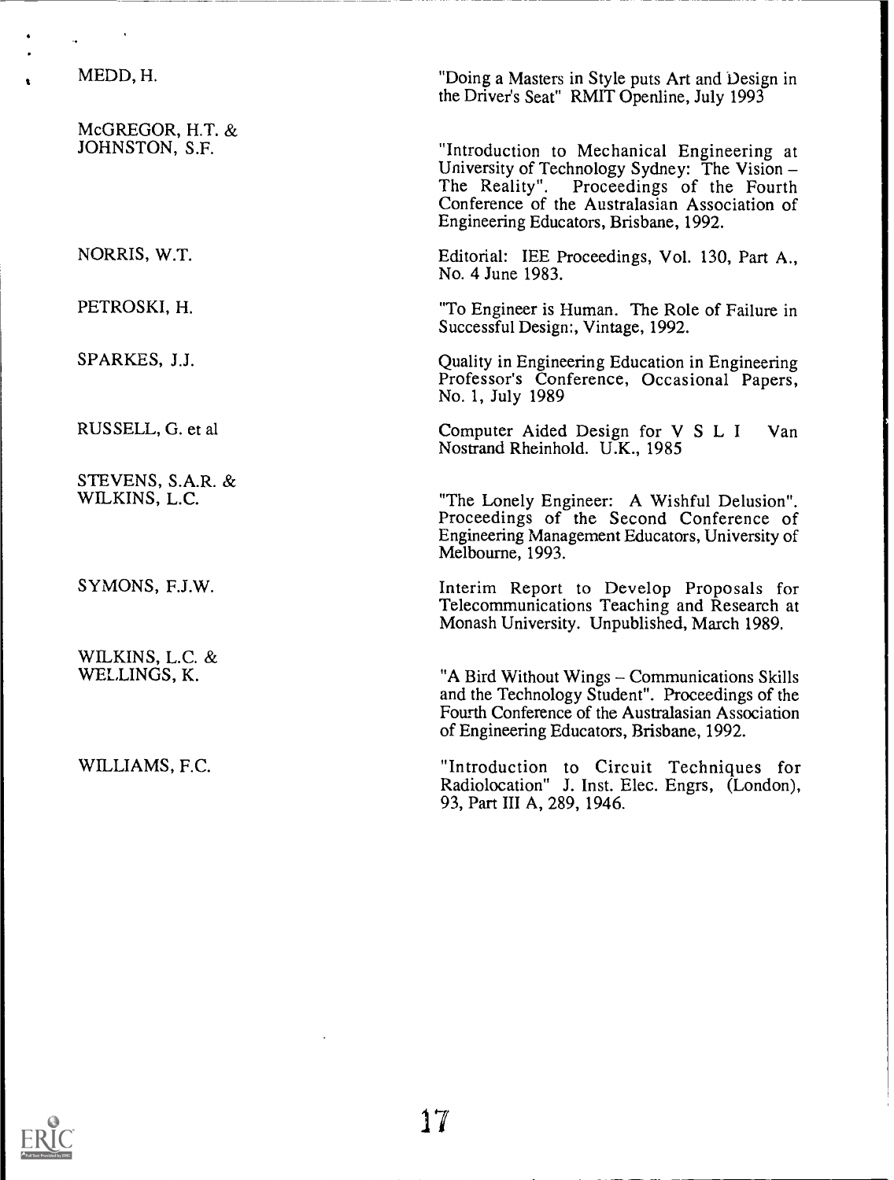MEDD, H. "Doing a Masters in Style puts Art and Design in the Driver's Seat" RMIT Openline, July 1993

McGREGOR, H.T. & JOHNSTON, S.F. "Introduction to Mechanical Engineering at University of Technology Sydney: The Vision – The Reality". Proceedings of the Fourth Conference of the Australasian Association of Engineering Educators, Brisbane, 1992.

NORRIS, W.T. Editorial: IEE Proceedings, Vol. 130, Part A., No. 4 June 1983.

PETROSKI, H. "To Engineer is Human. The Role of Failure in Successful Design:, Vintage, 1992.

SPARKES, J.J. Quality in Engineering Education in Engineering Professor's Conference, Occasional Papers, No. 1, July 1989

RUSSELL, G. et al Computer Aided Design for V S L I Van Nostrand Rheinhold. U.K., 1985

STEVENS, S.A.R. & WILKINS, L.C. "The Lonely Engineer: A Wishful Delusion". Proceedings of the Second Conference of Engineering Management Educators, University of Melbourne, 1993.

SYMONS, F.J.W. Interim Report to Develop Proposals for Telecommunications Teaching and Research at Monash University. Unpublished, March 1989.

WILKINS, L.C. & WELLINGS, K. "A Bird Without Wings – Communications Skills and the Technology Student". Proceedings of the Fourth Conference of the Australasian Association of Engineering Educators, Brisbane, 1992.

WILLIAMS, F.C. "Introduction to Circuit Techniques for Radiolocation" J. Inst. Elec. Engrs, (London), 93, Part III A, 289, 1946.